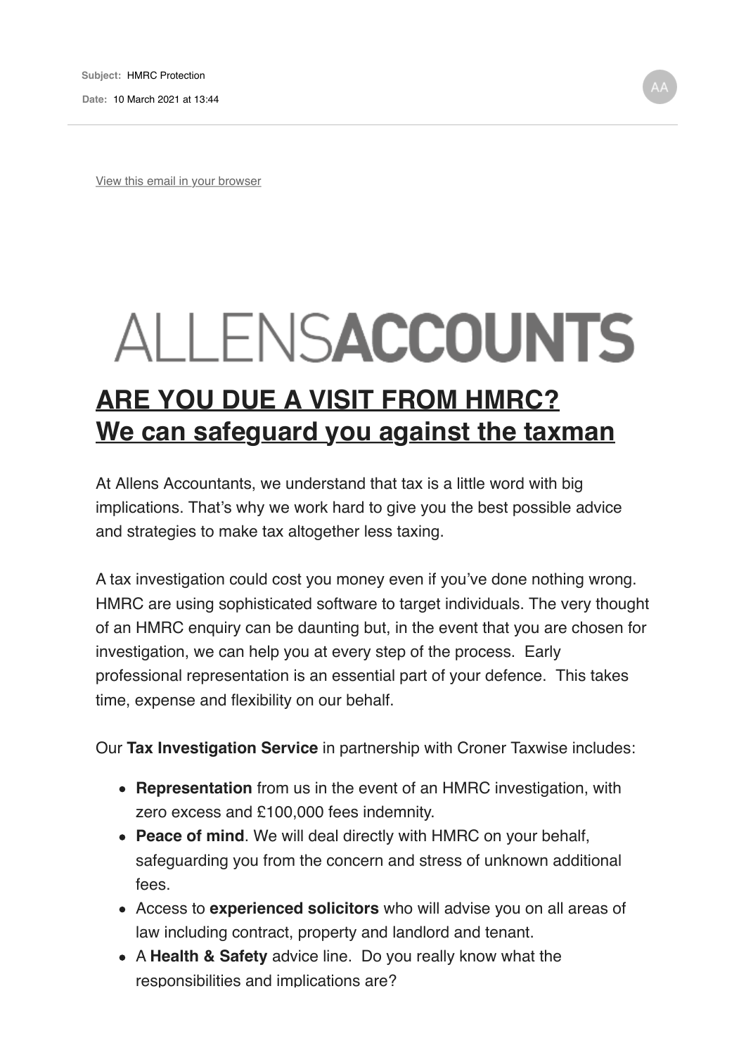**Subject:** HMRC Protection

**Date:** 10 March 2021 at 13:44

AA

View this email in your browser

# ALLENSACCOUNTS

## ARE YOU DUE A VISIT FROM HMRC?
## We can safeguard you against the taxman

At Allens Accountants, we understand that tax is a little word with big implications. That's why we work hard to give you the best possible advice and strategies to make tax altogether less taxing.

A tax investigation could cost you money even if you've done nothing wrong. HMRC are using sophisticated software to target individuals. The very thought of an HMRC enquiry can be daunting but, in the event that you are chosen for investigation, we can help you at every step of the process. Early professional representation is an essential part of your defence. This takes time, expense and flexibility on our behalf.

Our **Tax Investigation Service** in partnership with Croner Taxwise includes:

- **Representation** from us in the event of an HMRC investigation, with zero excess and £100,000 fees indemnity.
- **Peace of mind**. We will deal directly with HMRC on your behalf, safeguarding you from the concern and stress of unknown additional fees.
- Access to **experienced solicitors** who will advise you on all areas of law including contract, property and landlord and tenant.
- A **Health & Safety** advice line. Do you really know what the responsibilities and implications are?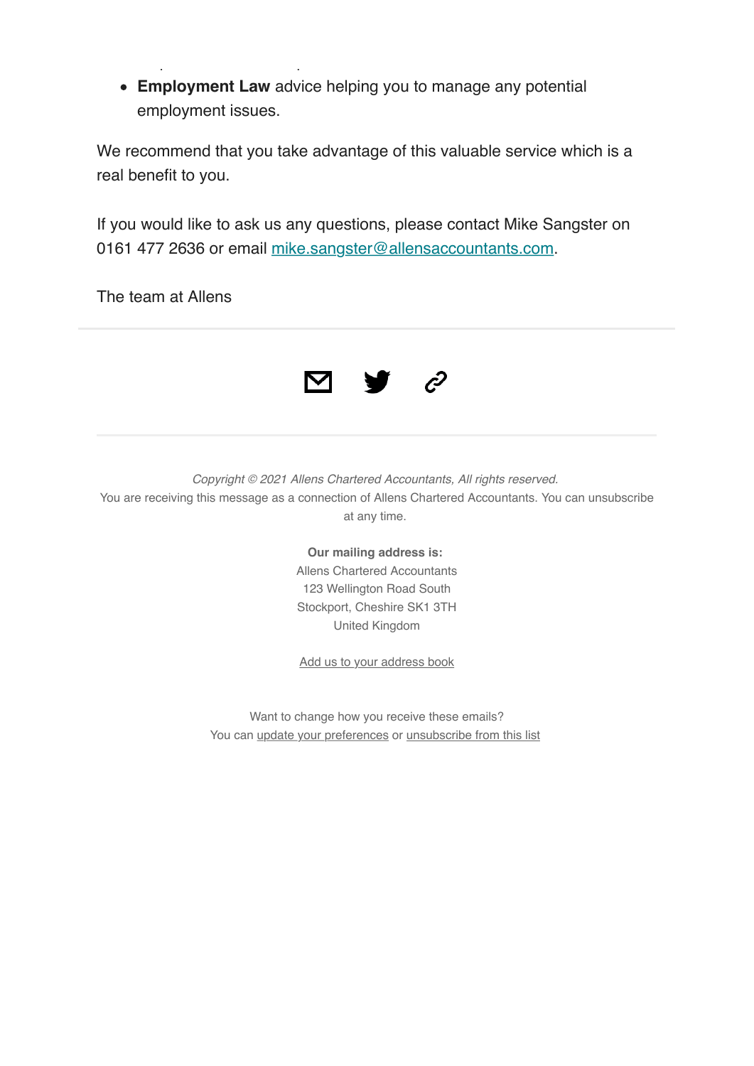- **Employment Law** advice helping you to manage any potential employment issues.

We recommend that you take advantage of this valuable service which is a real benefit to you.

If you would like to ask us any questions, please contact Mike Sangster on 0161 477 2636 or email mike.sangster@allensaccountants.com.

The team at Allens

---

---

*Copyright © 2021 Allens Chartered Accountants, All rights reserved.*
You are receiving this message as a connection of Allens Chartered Accountants. You can unsubscribe at any time.

**Our mailing address is:**
Allens Chartered Accountants
123 Wellington Road South
Stockport, Cheshire SK1 3TH
United Kingdom

Add us to your address book

Want to change how you receive these emails?
You can update your preferences or unsubscribe from this list